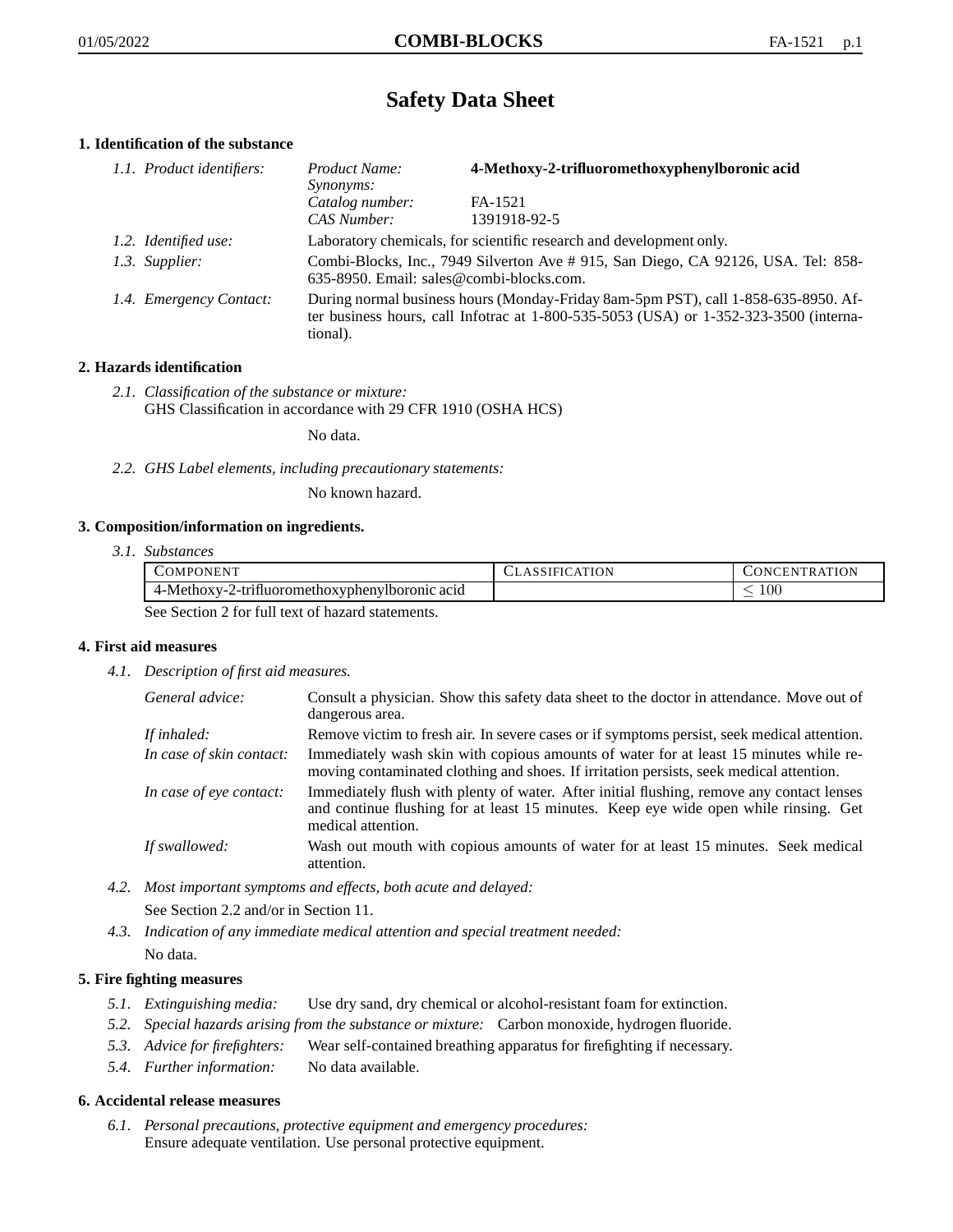# Safety Data Sheet

## 1. Identification of the substance

*1.1. Product identifiers:*

| | |
|---|---|
| *Product Name:* | **4-Methoxy-2-trifluoromethoxyphenylboronic acid** |
| *Synonyms:* | |
| *Catalog number:* | FA-1521 |
| *CAS Number:* | 1391918-92-5 |

*1.2. Identified use:* Laboratory chemicals, for scientific research and development only.

*1.3. Supplier:* Combi-Blocks, Inc., 7949 Silverton Ave # 915, San Diego, CA 92126, USA. Tel: 858-635-8950. Email: sales@combi-blocks.com.

*1.4. Emergency Contact:* During normal business hours (Monday-Friday 8am-5pm PST), call 1-858-635-8950. After business hours, call Infotrac at 1-800-535-5053 (USA) or 1-352-323-3500 (international).

## 2. Hazards identification

*2.1. Classification of the substance or mixture:*
GHS Classification in accordance with 29 CFR 1910 (OSHA HCS)

No data.

*2.2. GHS Label elements, including precautionary statements:*

No known hazard.

## 3. Composition/information on ingredients.

*3.1. Substances*

| Component | Classification | Concentration |
|---|---|---|
| 4-Methoxy-2-trifluoromethoxyphenylboronic acid | | $\leq 100$ |

See Section 2 for full text of hazard statements.

## 4. First aid measures

*4.1. Description of first aid measures.*

*General advice:* Consult a physician. Show this safety data sheet to the doctor in attendance. Move out of dangerous area.

*If inhaled:* Remove victim to fresh air. In severe cases or if symptoms persist, seek medical attention.

*In case of skin contact:* Immediately wash skin with copious amounts of water for at least 15 minutes while removing contaminated clothing and shoes. If irritation persists, seek medical attention.

*In case of eye contact:* Immediately flush with plenty of water. After initial flushing, remove any contact lenses and continue flushing for at least 15 minutes. Keep eye wide open while rinsing. Get medical attention.

*If swallowed:* Wash out mouth with copious amounts of water for at least 15 minutes. Seek medical attention.

*4.2. Most important symptoms and effects, both acute and delayed:*
See Section 2.2 and/or in Section 11.

*4.3. Indication of any immediate medical attention and special treatment needed:*
No data.

## 5. Fire fighting measures

*5.1. Extinguishing media:* Use dry sand, dry chemical or alcohol-resistant foam for extinction.

*5.2. Special hazards arising from the substance or mixture:* Carbon monoxide, hydrogen fluoride.

*5.3. Advice for firefighters:* Wear self-contained breathing apparatus for firefighting if necessary.

*5.4. Further information:* No data available.

## 6. Accidental release measures

*6.1. Personal precautions, protective equipment and emergency procedures:*
Ensure adequate ventilation. Use personal protective equipment.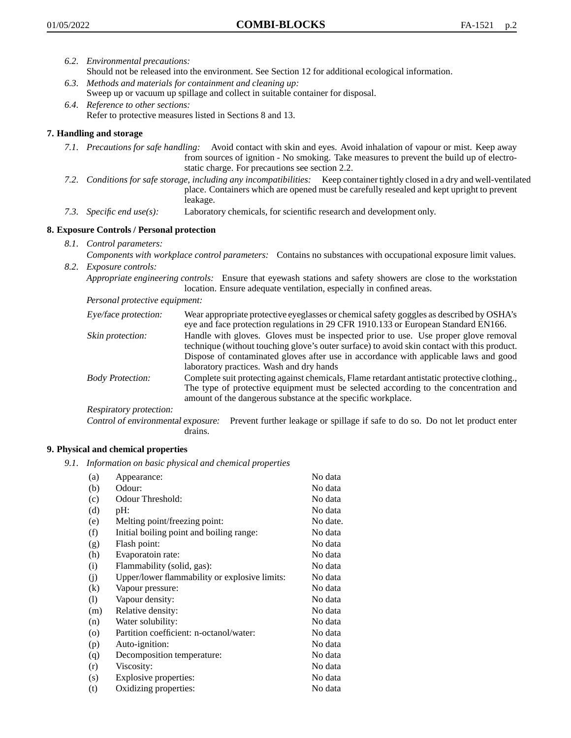6.2. *Environmental precautions:*
Should not be released into the environment. See Section 12 for additional ecological information.

6.3. *Methods and materials for containment and cleaning up:*
Sweep up or vacuum up spillage and collect in suitable container for disposal.

6.4. *Reference to other sections:*
Refer to protective measures listed in Sections 8 and 13.

## 7. Handling and storage

7.1. *Precautions for safe handling:* Avoid contact with skin and eyes. Avoid inhalation of vapour or mist. Keep away from sources of ignition - No smoking. Take measures to prevent the build up of electrostatic charge. For precautions see section 2.2.

7.2. *Conditions for safe storage, including any incompatibilities:* Keep container tightly closed in a dry and well-ventilated place. Containers which are opened must be carefully resealed and kept upright to prevent leakage.

7.3. *Specific end use(s):* Laboratory chemicals, for scientific research and development only.

## 8. Exposure Controls / Personal protection

8.1. *Control parameters:*
*Components with workplace control parameters:* Contains no substances with occupational exposure limit values.

8.2. *Exposure controls:*
*Appropriate engineering controls:* Ensure that eyewash stations and safety showers are close to the workstation location. Ensure adequate ventilation, especially in confined areas.

*Personal protective equipment:*

*Eye/face protection:* Wear appropriate protective eyeglasses or chemical safety goggles as described by OSHA's eye and face protection regulations in 29 CFR 1910.133 or European Standard EN166.

*Skin protection:* Handle with gloves. Gloves must be inspected prior to use. Use proper glove removal technique (without touching glove's outer surface) to avoid skin contact with this product. Dispose of contaminated gloves after use in accordance with applicable laws and good laboratory practices. Wash and dry hands

*Body Protection:* Complete suit protecting against chemicals, Flame retardant antistatic protective clothing., The type of protective equipment must be selected according to the concentration and amount of the dangerous substance at the specific workplace.

*Respiratory protection:*

*Control of environmental exposure:* Prevent further leakage or spillage if safe to do so. Do not let product enter drains.

## 9. Physical and chemical properties

9.1. *Information on basic physical and chemical properties*

| | | |
|---|---|---|
| (a) | Appearance: | No data |
| (b) | Odour: | No data |
| (c) | Odour Threshold: | No data |
| (d) | pH: | No data |
| (e) | Melting point/freezing point: | No date. |
| (f) | Initial boiling point and boiling range: | No data |
| (g) | Flash point: | No data |
| (h) | Evaporatoin rate: | No data |
| (i) | Flammability (solid, gas): | No data |
| (j) | Upper/lower flammability or explosive limits: | No data |
| (k) | Vapour pressure: | No data |
| (l) | Vapour density: | No data |
| (m) | Relative density: | No data |
| (n) | Water solubility: | No data |
| (o) | Partition coefficient: n-octanol/water: | No data |
| (p) | Auto-ignition: | No data |
| (q) | Decomposition temperature: | No data |
| (r) | Viscosity: | No data |
| (s) | Explosive properties: | No data |
| (t) | Oxidizing properties: | No data |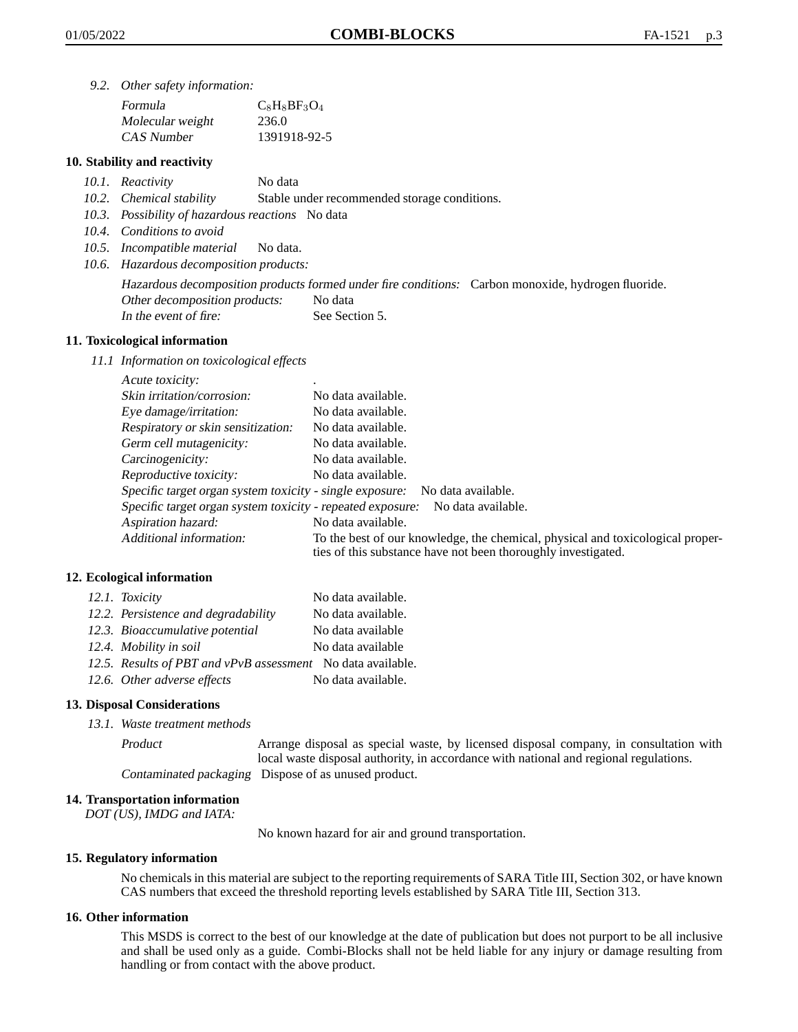*9.2. Other safety information:*

| | |
|---|---|
| *Formula* | $C_8H_8BF_3O_4$ |
| *Molecular weight* | 236.0 |
| *CAS Number* | 1391918-92-5 |

## 10. Stability and reactivity

*10.1. Reactivity* No data

*10.2. Chemical stability* Stable under recommended storage conditions.

*10.3. Possibility of hazardous reactions* No data

*10.4. Conditions to avoid*

*10.5. Incompatible material* No data.

*10.6. Hazardous decomposition products:*

*Hazardous decomposition products formed under fire conditions:* Carbon monoxide, hydrogen fluoride.

*Other decomposition products:* No data

*In the event of fire:* See Section 5.

## 11. Toxicological information

*11.1 Information on toxicological effects*

| | |
|---|---|
| *Acute toxicity:* | . |
| *Skin irritation/corrosion:* | No data available. |
| *Eye damage/irritation:* | No data available. |
| *Respiratory or skin sensitization:* | No data available. |
| *Germ cell mutagenicity:* | No data available. |
| *Carcinogenicity:* | No data available. |
| *Reproductive toxicity:* | No data available. |
| *Specific target organ system toxicity - single exposure:* | No data available. |
| *Specific target organ system toxicity - repeated exposure:* | No data available. |
| *Aspiration hazard:* | No data available. |
| *Additional information:* | To the best of our knowledge, the chemical, physical and toxicological properties of this substance have not been thoroughly investigated. |

## 12. Ecological information

| | |
|---|---|
| *12.1. Toxicity* | No data available. |
| *12.2. Persistence and degradability* | No data available. |
| *12.3. Bioaccumulative potential* | No data available |
| *12.4. Mobility in soil* | No data available |
| *12.5. Results of PBT and vPvB assessment* | No data available. |
| *12.6. Other adverse effects* | No data available. |

## 13. Disposal Considerations

*13.1. Waste treatment methods*

*Product* Arrange disposal as special waste, by licensed disposal company, in consultation with local waste disposal authority, in accordance with national and regional regulations.

*Contaminated packaging* Dispose of as unused product.

## 14. Transportation information

*DOT (US), IMDG and IATA:*

No known hazard for air and ground transportation.

## 15. Regulatory information

No chemicals in this material are subject to the reporting requirements of SARA Title III, Section 302, or have known CAS numbers that exceed the threshold reporting levels established by SARA Title III, Section 313.

## 16. Other information

This MSDS is correct to the best of our knowledge at the date of publication but does not purport to be all inclusive and shall be used only as a guide. Combi-Blocks shall not be held liable for any injury or damage resulting from handling or from contact with the above product.